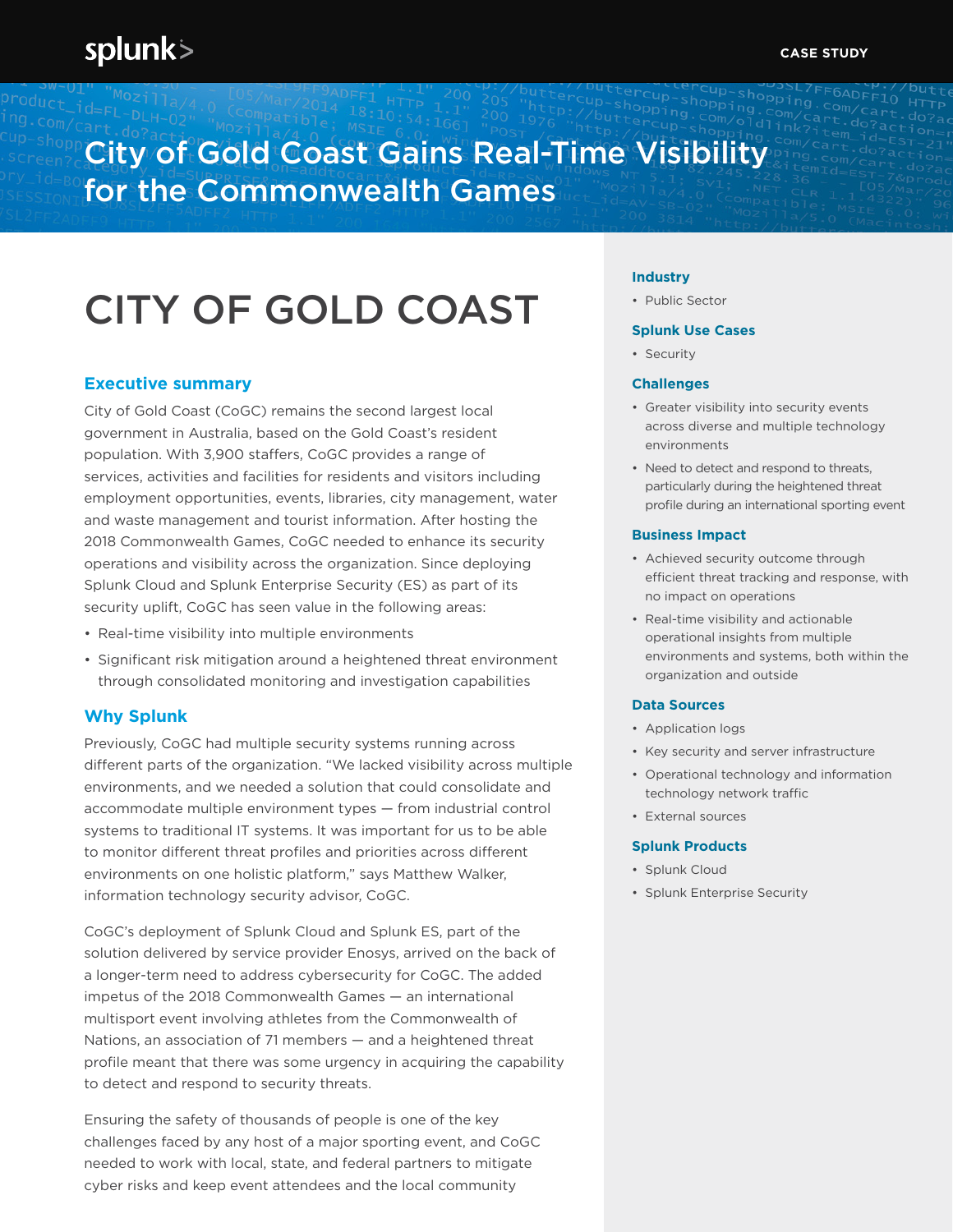# City of Gold Coast Gains Real-Time Visibility for the Commonwealth Games

CASE STUDY

## CITY OF GOLD COAST

### Executive summary

City of Gold Coast (CoGC) remains the second largest local government in Australia, based on the Gold Coast's resident population. With 3,900 staffers, CoGC provides a range of services, activities and facilities for residents and visitors including employment opportunities, events, libraries, city management, water and waste management and tourist information. After hosting the 2018 Commonwealth Games, CoGC needed to enhance its security operations and visibility across the organization. Since deploying Splunk Cloud and Splunk Enterprise Security (ES) as part of its security uplift, CoGC has seen value in the following areas:

- Real-time visibility into multiple environments
- Significant risk mitigation around a heightened threat environment through consolidated monitoring and investigation capabilities

### Why Splunk

Previously, CoGC had multiple security systems running across different parts of the organization. "We lacked visibility across multiple environments, and we needed a solution that could consolidate and accommodate multiple environment types — from industrial control systems to traditional IT systems. It was important for us to be able to monitor different threat profiles and priorities across different environments on one holistic platform," says Matthew Walker, information technology security advisor, CoGC.

CoGC's deployment of Splunk Cloud and Splunk ES, part of the solution delivered by service provider Enosys, arrived on the back of a longer-term need to address cybersecurity for CoGC. The added impetus of the 2018 Commonwealth Games — an international multisport event involving athletes from the Commonwealth of Nations, an association of 71 members — and a heightened threat profile meant that there was some urgency in acquiring the capability to detect and respond to security threats.

Ensuring the safety of thousands of people is one of the key challenges faced by any host of a major sporting event, and CoGC needed to work with local, state, and federal partners to mitigate cyber risks and keep event attendees and the local community

#### Industry

- Public Sector

#### Splunk Use Cases

- Security

#### Challenges

- Greater visibility into security events across diverse and multiple technology environments
- Need to detect and respond to threats, particularly during the heightened threat profile during an international sporting event

#### Business Impact

- Achieved security outcome through efficient threat tracking and response, with no impact on operations
- Real-time visibility and actionable operational insights from multiple environments and systems, both within the organization and outside

#### Data Sources

- Application logs
- Key security and server infrastructure
- Operational technology and information technology network traffic
- External sources

#### Splunk Products

- Splunk Cloud
- Splunk Enterprise Security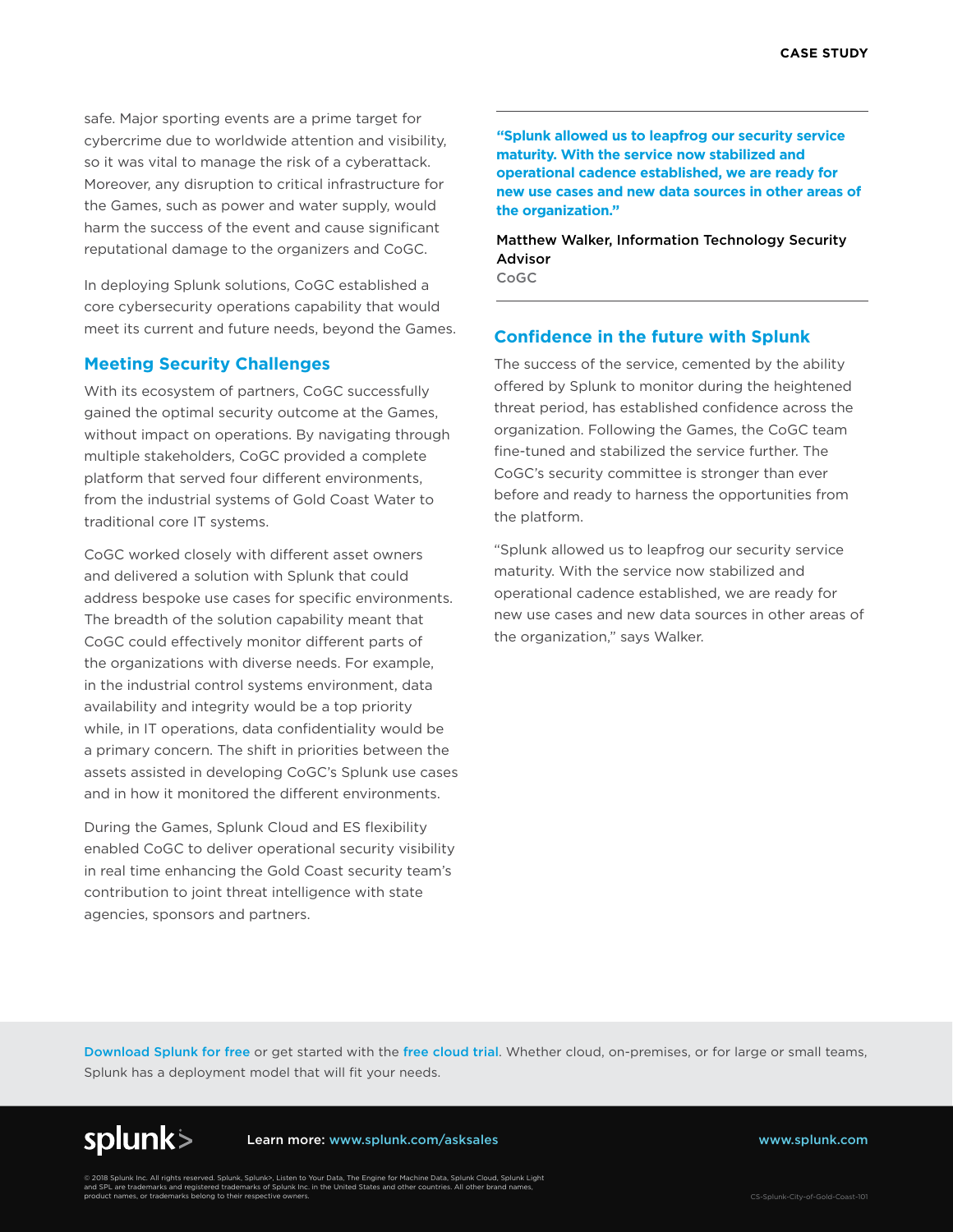safe. Major sporting events are a prime target for cybercrime due to worldwide attention and visibility, so it was vital to manage the risk of a cyberattack. Moreover, any disruption to critical infrastructure for the Games, such as power and water supply, would harm the success of the event and cause significant reputational damage to the organizers and CoGC.

In deploying Splunk solutions, CoGC established a core cybersecurity operations capability that would meet its current and future needs, beyond the Games.

## Meeting Security Challenges

With its ecosystem of partners, CoGC successfully gained the optimal security outcome at the Games, without impact on operations. By navigating through multiple stakeholders, CoGC provided a complete platform that served four different environments, from the industrial systems of Gold Coast Water to traditional core IT systems.

CoGC worked closely with different asset owners and delivered a solution with Splunk that could address bespoke use cases for specific environments. The breadth of the solution capability meant that CoGC could effectively monitor different parts of the organizations with diverse needs. For example, in the industrial control systems environment, data availability and integrity would be a top priority while, in IT operations, data confidentiality would be a primary concern. The shift in priorities between the assets assisted in developing CoGC's Splunk use cases and in how it monitored the different environments.

During the Games, Splunk Cloud and ES flexibility enabled CoGC to deliver operational security visibility in real time enhancing the Gold Coast security team's contribution to joint threat intelligence with state agencies, sponsors and partners.

> **"Splunk allowed us to leapfrog our security service maturity. With the service now stabilized and operational cadence established, we are ready for new use cases and new data sources in other areas of the organization."**
>
> Matthew Walker, Information Technology Security Advisor
> CoGC

## Confidence in the future with Splunk

The success of the service, cemented by the ability offered by Splunk to monitor during the heightened threat period, has established confidence across the organization. Following the Games, the CoGC team fine-tuned and stabilized the service further. The CoGC's security committee is stronger than ever before and ready to harness the opportunities from the platform.

"Splunk allowed us to leapfrog our security service maturity. With the service now stabilized and operational cadence established, we are ready for new use cases and new data sources in other areas of the organization," says Walker.

Download Splunk for free or get started with the free cloud trial. Whether cloud, on-premises, or for large or small teams, Splunk has a deployment model that will fit your needs.

splunk>

Learn more: www.splunk.com/asksales

www.splunk.com

© 2018 Splunk Inc. All rights reserved. Splunk, Splunk>, Listen to Your Data, The Engine for Machine Data, Splunk Cloud, Splunk Light and SPL are trademarks and registered trademarks of Splunk Inc. in the United States and other countries. All other brand names, product names, or trademarks belong to their respective owners.

CS-Splunk-City-of-Gold-Coast-101